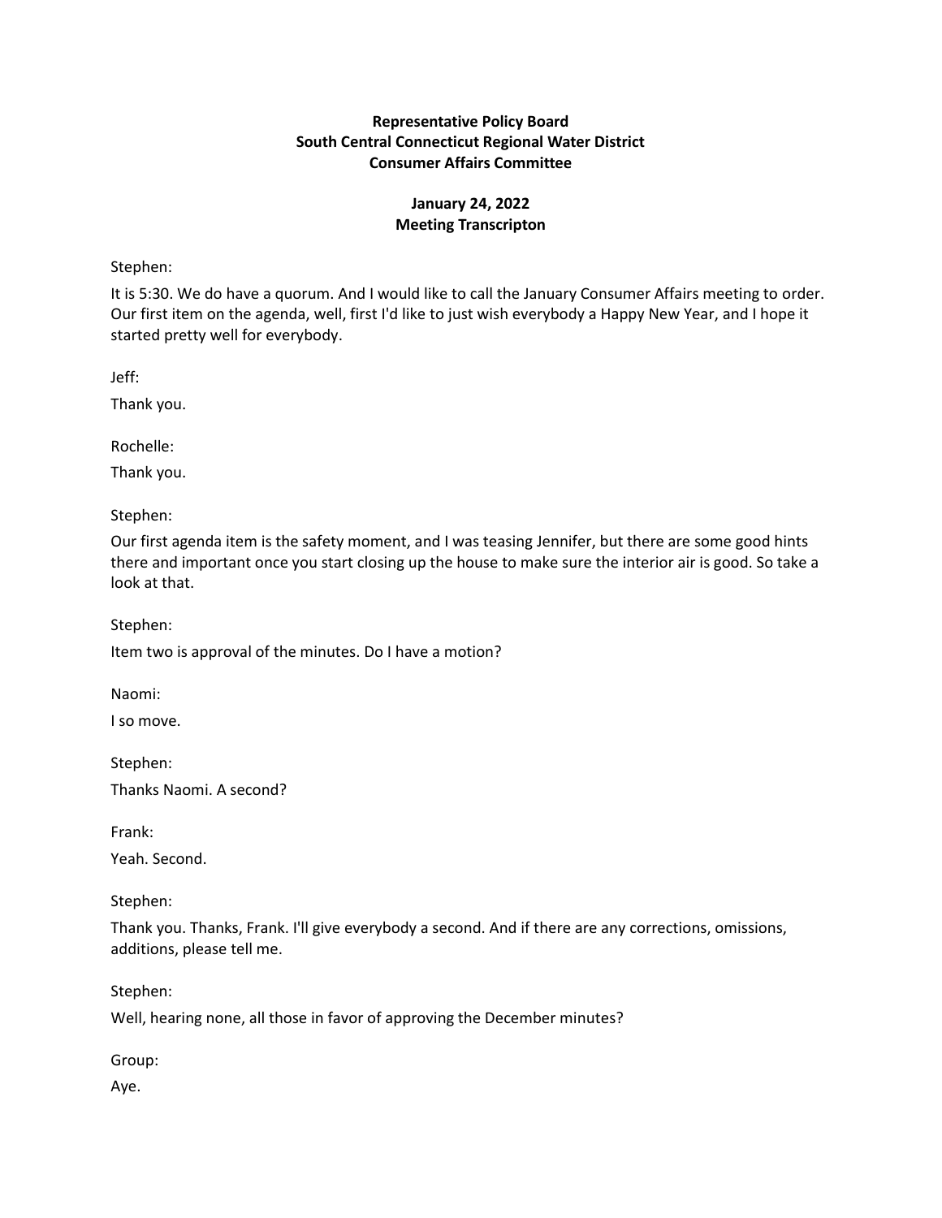**Representative Policy Board**
**South Central Connecticut Regional Water District**
**Consumer Affairs Committee**

**January 24, 2022**
**Meeting Transcripton**

Stephen:

It is 5:30. We do have a quorum. And I would like to call the January Consumer Affairs meeting to order. Our first item on the agenda, well, first I'd like to just wish everybody a Happy New Year, and I hope it started pretty well for everybody.

Jeff:

Thank you.

Rochelle:

Thank you.

Stephen:

Our first agenda item is the safety moment, and I was teasing Jennifer, but there are some good hints there and important once you start closing up the house to make sure the interior air is good. So take a look at that.

Stephen:

Item two is approval of the minutes. Do I have a motion?

Naomi:

I so move.

Stephen:

Thanks Naomi. A second?

Frank:

Yeah. Second.

Stephen:

Thank you. Thanks, Frank. I'll give everybody a second. And if there are any corrections, omissions, additions, please tell me.

Stephen:

Well, hearing none, all those in favor of approving the December minutes?

Group:

Aye.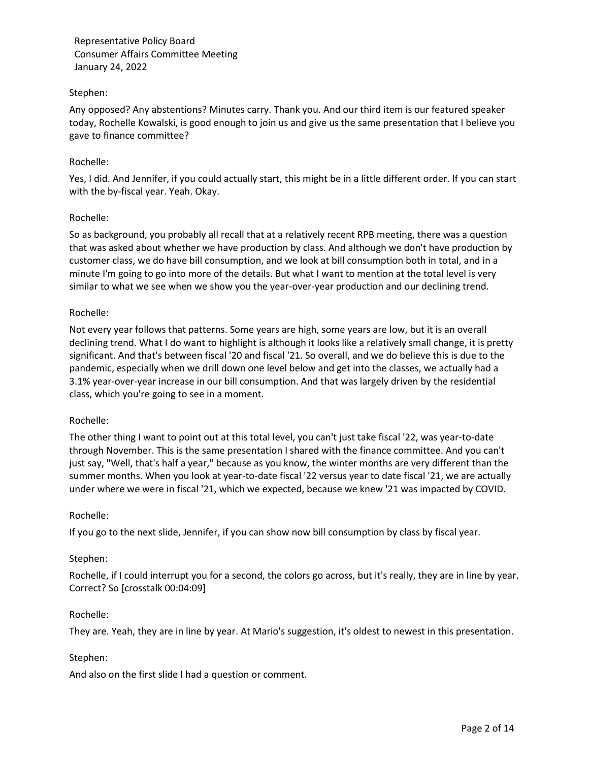Stephen:

Any opposed? Any abstentions? Minutes carry. Thank you. And our third item is our featured speaker today, Rochelle Kowalski, is good enough to join us and give us the same presentation that I believe you gave to finance committee?

Rochelle:

Yes, I did. And Jennifer, if you could actually start, this might be in a little different order. If you can start with the by-fiscal year. Yeah. Okay.

Rochelle:

So as background, you probably all recall that at a relatively recent RPB meeting, there was a question that was asked about whether we have production by class. And although we don't have production by customer class, we do have bill consumption, and we look at bill consumption both in total, and in a minute I'm going to go into more of the details. But what I want to mention at the total level is very similar to what we see when we show you the year-over-year production and our declining trend.

Rochelle:

Not every year follows that patterns. Some years are high, some years are low, but it is an overall declining trend. What I do want to highlight is although it looks like a relatively small change, it is pretty significant. And that's between fiscal '20 and fiscal '21. So overall, and we do believe this is due to the pandemic, especially when we drill down one level below and get into the classes, we actually had a 3.1% year-over-year increase in our bill consumption. And that was largely driven by the residential class, which you're going to see in a moment.

Rochelle:

The other thing I want to point out at this total level, you can't just take fiscal '22, was year-to-date through November. This is the same presentation I shared with the finance committee. And you can't just say, "Well, that's half a year," because as you know, the winter months are very different than the summer months. When you look at year-to-date fiscal '22 versus year to date fiscal '21, we are actually under where we were in fiscal '21, which we expected, because we knew '21 was impacted by COVID.

Rochelle:

If you go to the next slide, Jennifer, if you can show now bill consumption by class by fiscal year.

Stephen:

Rochelle, if I could interrupt you for a second, the colors go across, but it's really, they are in line by year. Correct? So [crosstalk 00:04:09]

Rochelle:

They are. Yeah, they are in line by year. At Mario's suggestion, it's oldest to newest in this presentation.

Stephen:

And also on the first slide I had a question or comment.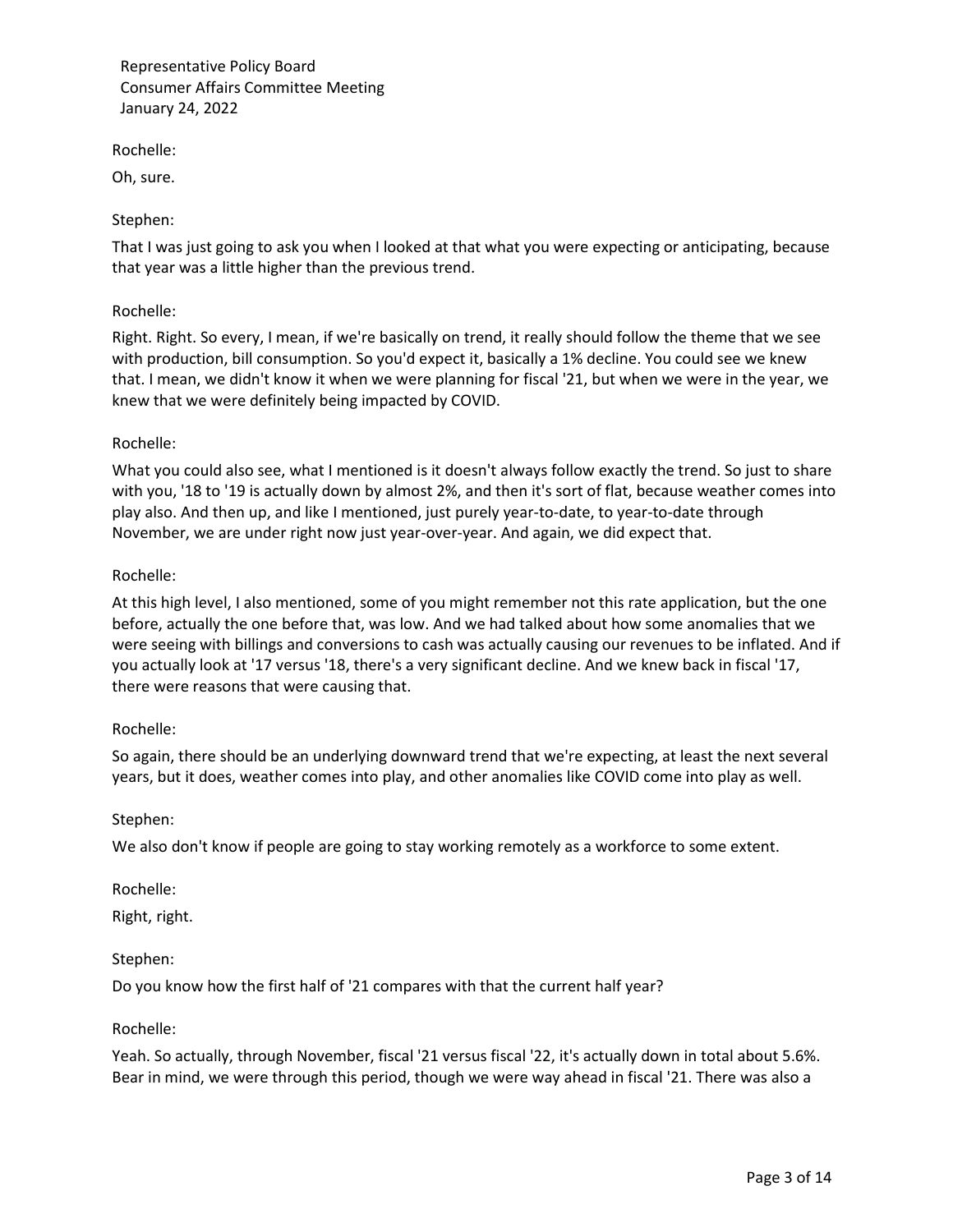Rochelle:

Oh, sure.

Stephen:

That I was just going to ask you when I looked at that what you were expecting or anticipating, because that year was a little higher than the previous trend.

Rochelle:

Right. Right. So every, I mean, if we're basically on trend, it really should follow the theme that we see with production, bill consumption. So you'd expect it, basically a 1% decline. You could see we knew that. I mean, we didn't know it when we were planning for fiscal '21, but when we were in the year, we knew that we were definitely being impacted by COVID.

Rochelle:

What you could also see, what I mentioned is it doesn't always follow exactly the trend. So just to share with you, '18 to '19 is actually down by almost 2%, and then it's sort of flat, because weather comes into play also. And then up, and like I mentioned, just purely year-to-date, to year-to-date through November, we are under right now just year-over-year. And again, we did expect that.

Rochelle:

At this high level, I also mentioned, some of you might remember not this rate application, but the one before, actually the one before that, was low. And we had talked about how some anomalies that we were seeing with billings and conversions to cash was actually causing our revenues to be inflated. And if you actually look at '17 versus '18, there's a very significant decline. And we knew back in fiscal '17, there were reasons that were causing that.

Rochelle:

So again, there should be an underlying downward trend that we're expecting, at least the next several years, but it does, weather comes into play, and other anomalies like COVID come into play as well.

Stephen:

We also don't know if people are going to stay working remotely as a workforce to some extent.

Rochelle:

Right, right.

Stephen:

Do you know how the first half of '21 compares with that the current half year?

Rochelle:

Yeah. So actually, through November, fiscal '21 versus fiscal '22, it's actually down in total about 5.6%. Bear in mind, we were through this period, though we were way ahead in fiscal '21. There was also a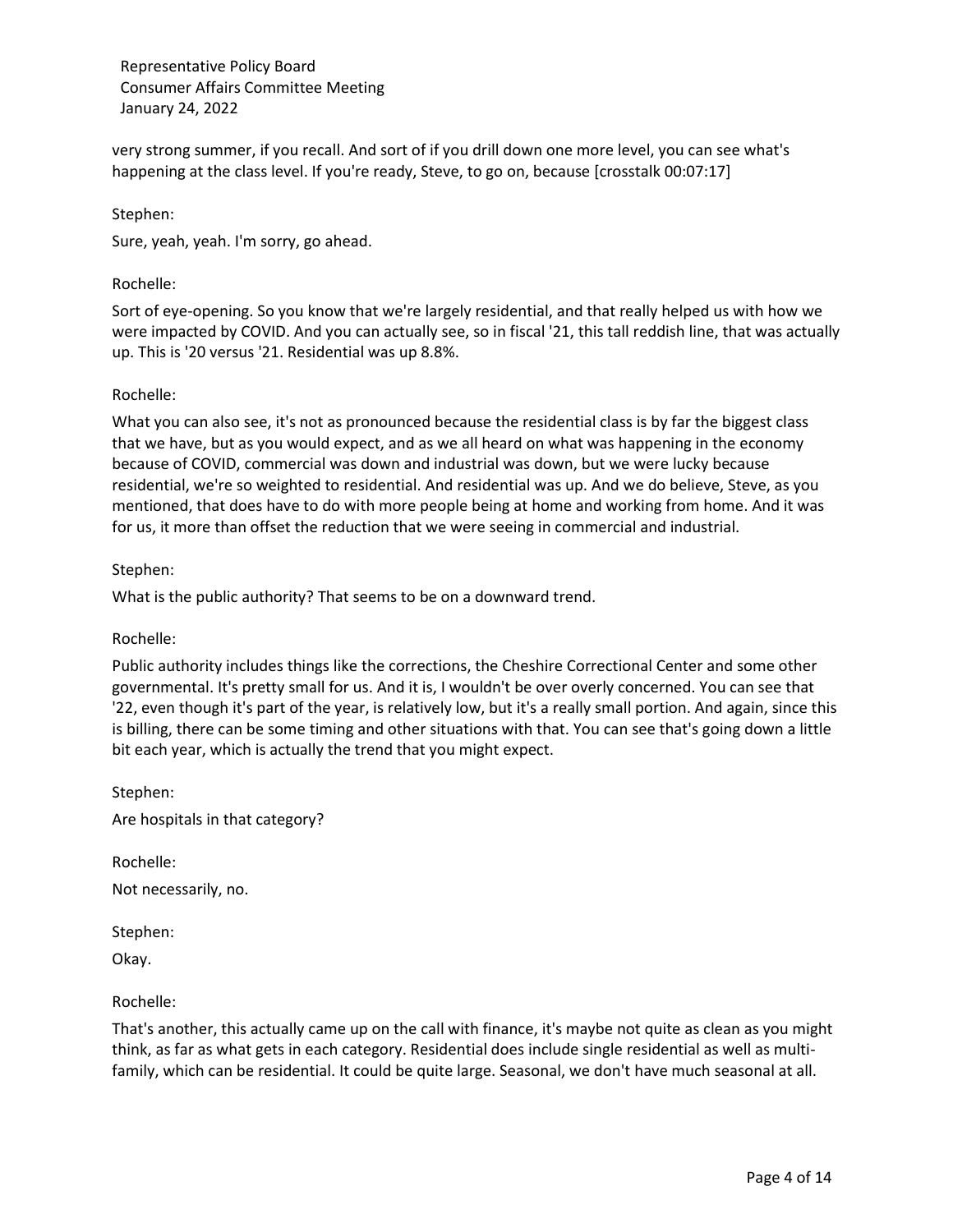very strong summer, if you recall. And sort of if you drill down one more level, you can see what's happening at the class level. If you're ready, Steve, to go on, because [crosstalk 00:07:17]

Stephen:

Sure, yeah, yeah. I'm sorry, go ahead.

Rochelle:

Sort of eye-opening. So you know that we're largely residential, and that really helped us with how we were impacted by COVID. And you can actually see, so in fiscal '21, this tall reddish line, that was actually up. This is '20 versus '21. Residential was up 8.8%.

Rochelle:

What you can also see, it's not as pronounced because the residential class is by far the biggest class that we have, but as you would expect, and as we all heard on what was happening in the economy because of COVID, commercial was down and industrial was down, but we were lucky because residential, we're so weighted to residential. And residential was up. And we do believe, Steve, as you mentioned, that does have to do with more people being at home and working from home. And it was for us, it more than offset the reduction that we were seeing in commercial and industrial.

Stephen:

What is the public authority? That seems to be on a downward trend.

Rochelle:

Public authority includes things like the corrections, the Cheshire Correctional Center and some other governmental. It's pretty small for us. And it is, I wouldn't be over overly concerned. You can see that '22, even though it's part of the year, is relatively low, but it's a really small portion. And again, since this is billing, there can be some timing and other situations with that. You can see that's going down a little bit each year, which is actually the trend that you might expect.

Stephen:

Are hospitals in that category?

Rochelle:

Not necessarily, no.

Stephen:

Okay.

Rochelle:

That's another, this actually came up on the call with finance, it's maybe not quite as clean as you might think, as far as what gets in each category. Residential does include single residential as well as multi-family, which can be residential. It could be quite large. Seasonal, we don't have much seasonal at all.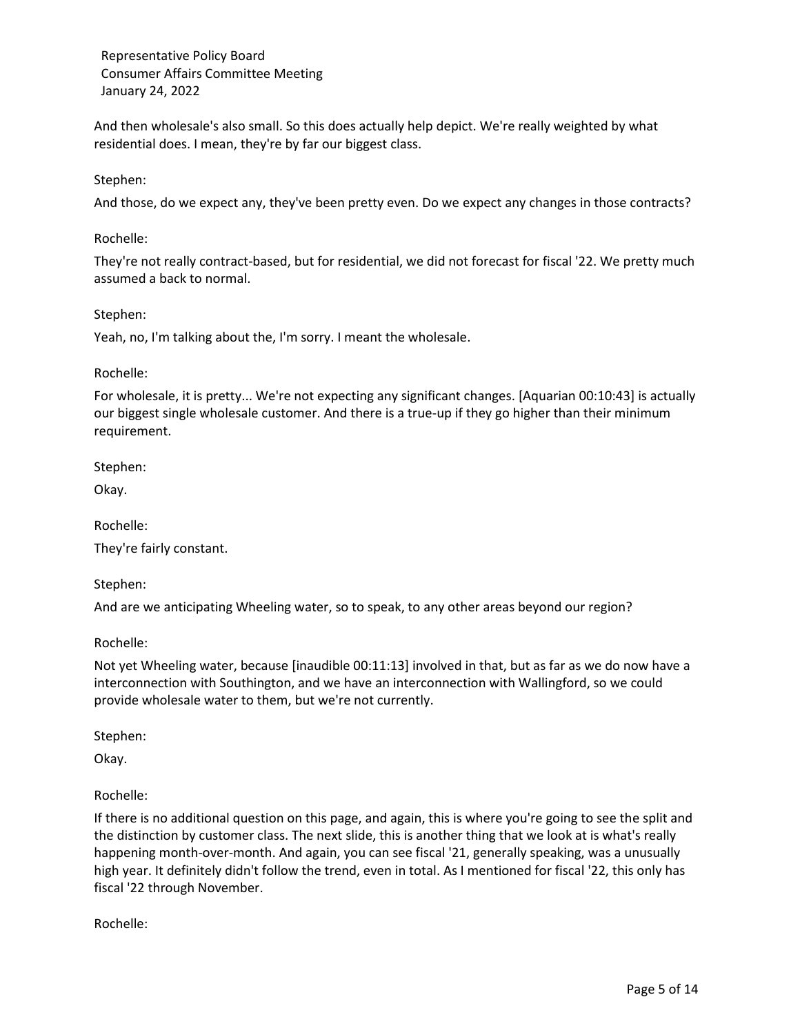And then wholesale's also small. So this does actually help depict. We're really weighted by what residential does. I mean, they're by far our biggest class.

Stephen:

And those, do we expect any, they've been pretty even. Do we expect any changes in those contracts?

Rochelle:

They're not really contract-based, but for residential, we did not forecast for fiscal '22. We pretty much assumed a back to normal.

Stephen:

Yeah, no, I'm talking about the, I'm sorry. I meant the wholesale.

Rochelle:

For wholesale, it is pretty... We're not expecting any significant changes. [Aquarian 00:10:43] is actually our biggest single wholesale customer. And there is a true-up if they go higher than their minimum requirement.

Stephen:

Okay.

Rochelle:

They're fairly constant.

Stephen:

And are we anticipating Wheeling water, so to speak, to any other areas beyond our region?

Rochelle:

Not yet Wheeling water, because [inaudible 00:11:13] involved in that, but as far as we do now have a interconnection with Southington, and we have an interconnection with Wallingford, so we could provide wholesale water to them, but we're not currently.

Stephen:

Okay.

Rochelle:

If there is no additional question on this page, and again, this is where you're going to see the split and the distinction by customer class. The next slide, this is another thing that we look at is what's really happening month-over-month. And again, you can see fiscal '21, generally speaking, was a unusually high year. It definitely didn't follow the trend, even in total. As I mentioned for fiscal '22, this only has fiscal '22 through November.

Rochelle: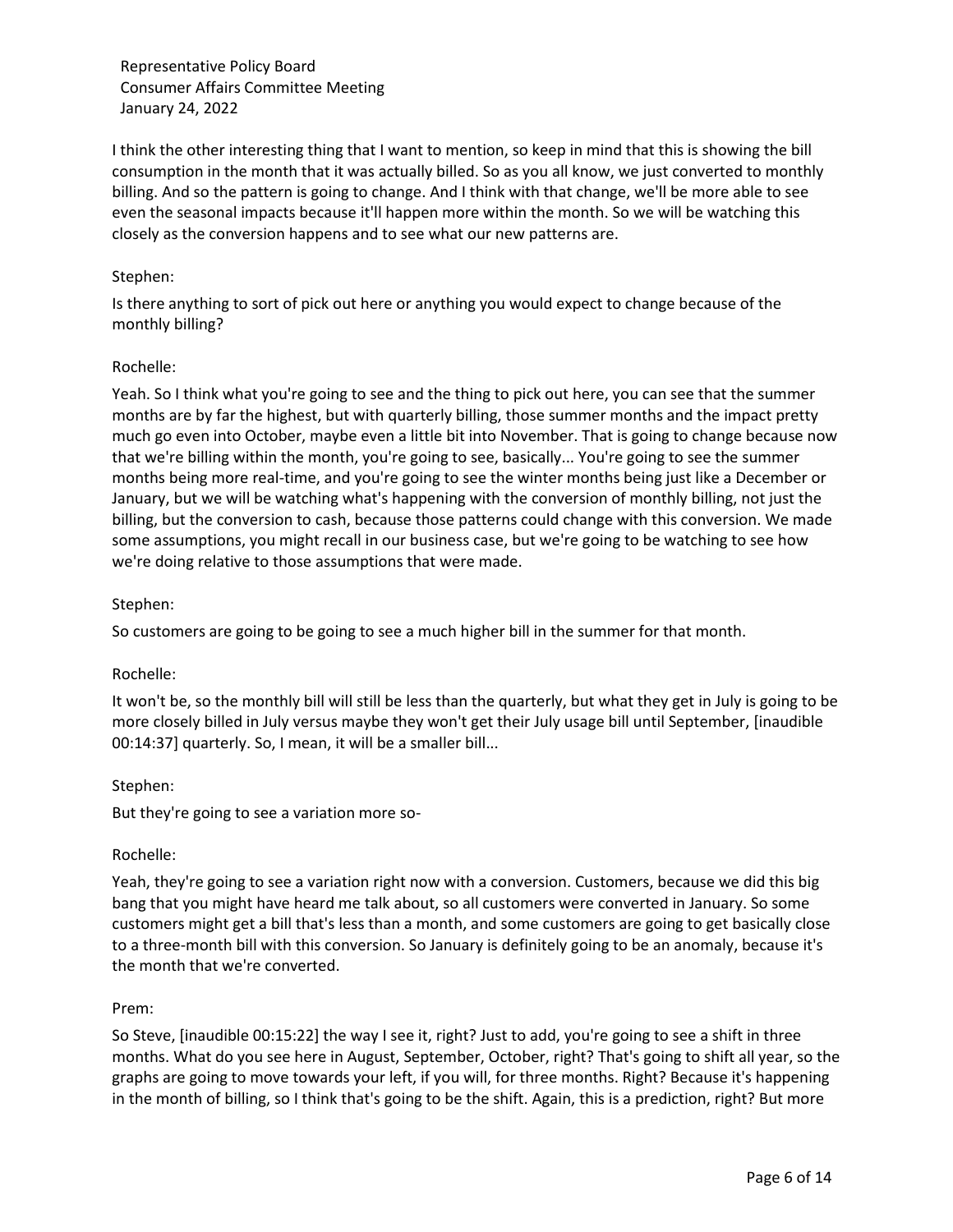I think the other interesting thing that I want to mention, so keep in mind that this is showing the bill consumption in the month that it was actually billed. So as you all know, we just converted to monthly billing. And so the pattern is going to change. And I think with that change, we'll be more able to see even the seasonal impacts because it'll happen more within the month. So we will be watching this closely as the conversion happens and to see what our new patterns are.

Stephen:

Is there anything to sort of pick out here or anything you would expect to change because of the monthly billing?

Rochelle:

Yeah. So I think what you're going to see and the thing to pick out here, you can see that the summer months are by far the highest, but with quarterly billing, those summer months and the impact pretty much go even into October, maybe even a little bit into November. That is going to change because now that we're billing within the month, you're going to see, basically... You're going to see the summer months being more real-time, and you're going to see the winter months being just like a December or January, but we will be watching what's happening with the conversion of monthly billing, not just the billing, but the conversion to cash, because those patterns could change with this conversion. We made some assumptions, you might recall in our business case, but we're going to be watching to see how we're doing relative to those assumptions that were made.

Stephen:

So customers are going to be going to see a much higher bill in the summer for that month.

Rochelle:

It won't be, so the monthly bill will still be less than the quarterly, but what they get in July is going to be more closely billed in July versus maybe they won't get their July usage bill until September, [inaudible 00:14:37] quarterly. So, I mean, it will be a smaller bill...

Stephen:

But they're going to see a variation more so-

Rochelle:

Yeah, they're going to see a variation right now with a conversion. Customers, because we did this big bang that you might have heard me talk about, so all customers were converted in January. So some customers might get a bill that's less than a month, and some customers are going to get basically close to a three-month bill with this conversion. So January is definitely going to be an anomaly, because it's the month that we're converted.

Prem:

So Steve, [inaudible 00:15:22] the way I see it, right? Just to add, you're going to see a shift in three months. What do you see here in August, September, October, right? That's going to shift all year, so the graphs are going to move towards your left, if you will, for three months. Right? Because it's happening in the month of billing, so I think that's going to be the shift. Again, this is a prediction, right? But more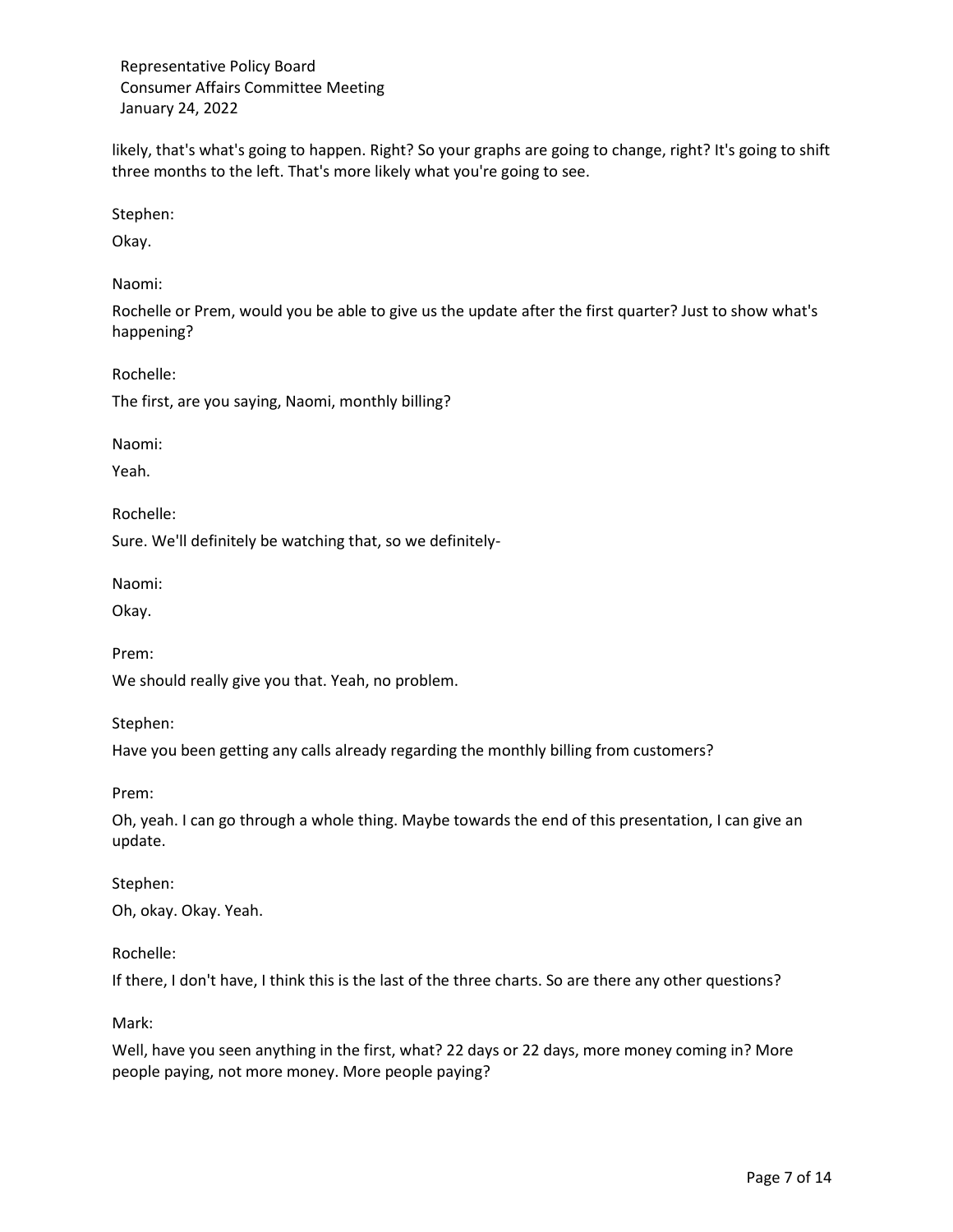likely, that's what's going to happen. Right? So your graphs are going to change, right? It's going to shift three months to the left. That's more likely what you're going to see.

Stephen:

Okay.

Naomi:

Rochelle or Prem, would you be able to give us the update after the first quarter? Just to show what's happening?

Rochelle:

The first, are you saying, Naomi, monthly billing?

Naomi:

Yeah.

Rochelle:

Sure. We'll definitely be watching that, so we definitely-

Naomi:

Okay.

Prem:

We should really give you that. Yeah, no problem.

Stephen:

Have you been getting any calls already regarding the monthly billing from customers?

Prem:

Oh, yeah. I can go through a whole thing. Maybe towards the end of this presentation, I can give an update.

Stephen:

Oh, okay. Okay. Yeah.

Rochelle:

If there, I don't have, I think this is the last of the three charts. So are there any other questions?

Mark:

Well, have you seen anything in the first, what? 22 days or 22 days, more money coming in? More people paying, not more money. More people paying?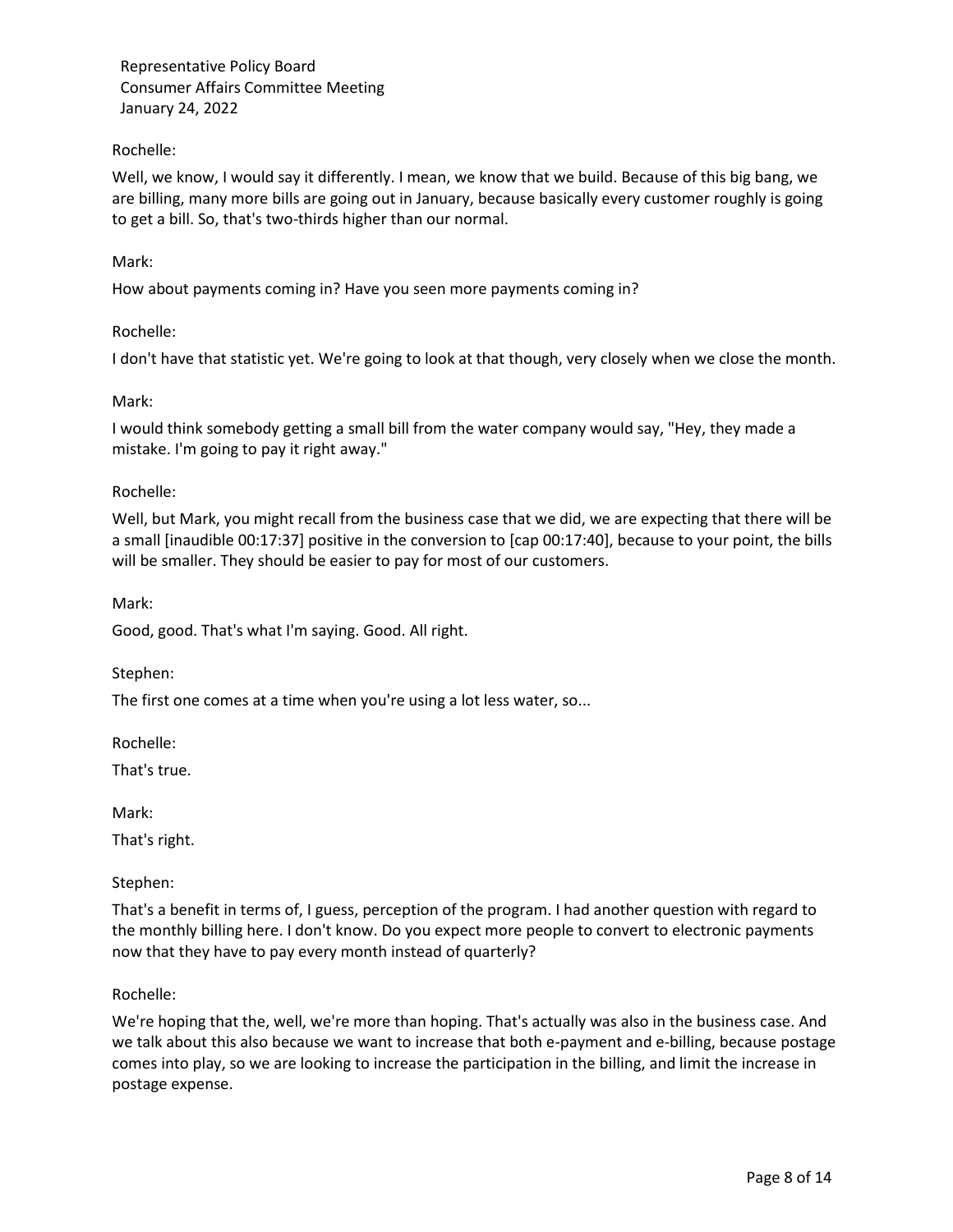Rochelle:

Well, we know, I would say it differently. I mean, we know that we build. Because of this big bang, we are billing, many more bills are going out in January, because basically every customer roughly is going to get a bill. So, that's two-thirds higher than our normal.

Mark:

How about payments coming in? Have you seen more payments coming in?

Rochelle:

I don't have that statistic yet. We're going to look at that though, very closely when we close the month.

Mark:

I would think somebody getting a small bill from the water company would say, "Hey, they made a mistake. I'm going to pay it right away."

Rochelle:

Well, but Mark, you might recall from the business case that we did, we are expecting that there will be a small [inaudible 00:17:37] positive in the conversion to [cap 00:17:40], because to your point, the bills will be smaller. They should be easier to pay for most of our customers.

Mark:

Good, good. That's what I'm saying. Good. All right.

Stephen:

The first one comes at a time when you're using a lot less water, so...

Rochelle:

That's true.

Mark:

That's right.

Stephen:

That's a benefit in terms of, I guess, perception of the program. I had another question with regard to the monthly billing here. I don't know. Do you expect more people to convert to electronic payments now that they have to pay every month instead of quarterly?

Rochelle:

We're hoping that the, well, we're more than hoping. That's actually was also in the business case. And we talk about this also because we want to increase that both e-payment and e-billing, because postage comes into play, so we are looking to increase the participation in the billing, and limit the increase in postage expense.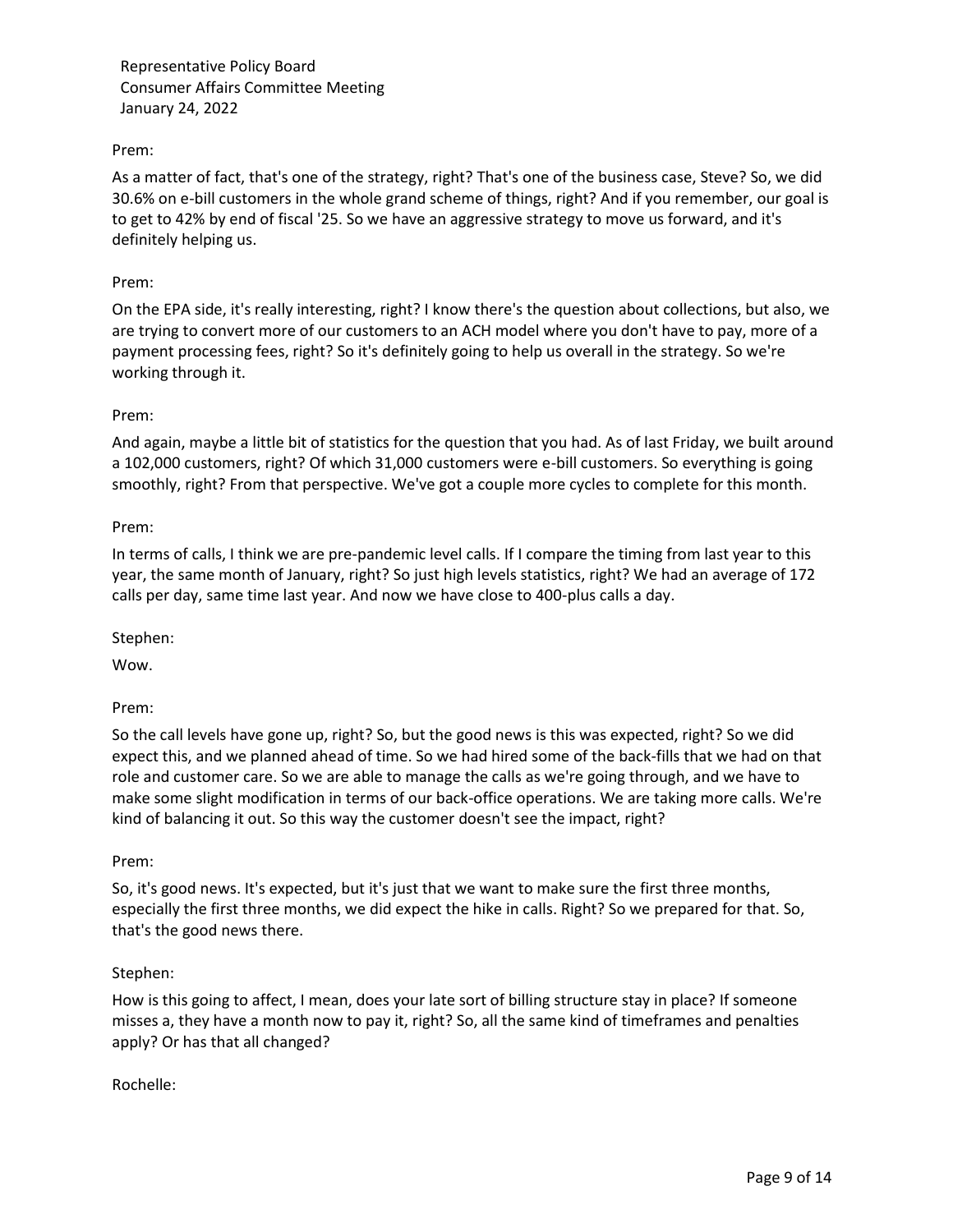Prem:

As a matter of fact, that's one of the strategy, right? That's one of the business case, Steve? So, we did 30.6% on e-bill customers in the whole grand scheme of things, right? And if you remember, our goal is to get to 42% by end of fiscal '25. So we have an aggressive strategy to move us forward, and it's definitely helping us.

Prem:

On the EPA side, it's really interesting, right? I know there's the question about collections, but also, we are trying to convert more of our customers to an ACH model where you don't have to pay, more of a payment processing fees, right? So it's definitely going to help us overall in the strategy. So we're working through it.

Prem:

And again, maybe a little bit of statistics for the question that you had. As of last Friday, we built around a 102,000 customers, right? Of which 31,000 customers were e-bill customers. So everything is going smoothly, right? From that perspective. We've got a couple more cycles to complete for this month.

Prem:

In terms of calls, I think we are pre-pandemic level calls. If I compare the timing from last year to this year, the same month of January, right? So just high levels statistics, right? We had an average of 172 calls per day, same time last year. And now we have close to 400-plus calls a day.

Stephen:

Wow.

Prem:

So the call levels have gone up, right? So, but the good news is this was expected, right? So we did expect this, and we planned ahead of time. So we had hired some of the back-fills that we had on that role and customer care. So we are able to manage the calls as we're going through, and we have to make some slight modification in terms of our back-office operations. We are taking more calls. We're kind of balancing it out. So this way the customer doesn't see the impact, right?

Prem:

So, it's good news. It's expected, but it's just that we want to make sure the first three months, especially the first three months, we did expect the hike in calls. Right? So we prepared for that. So, that's the good news there.

Stephen:

How is this going to affect, I mean, does your late sort of billing structure stay in place? If someone misses a, they have a month now to pay it, right? So, all the same kind of timeframes and penalties apply? Or has that all changed?

Rochelle: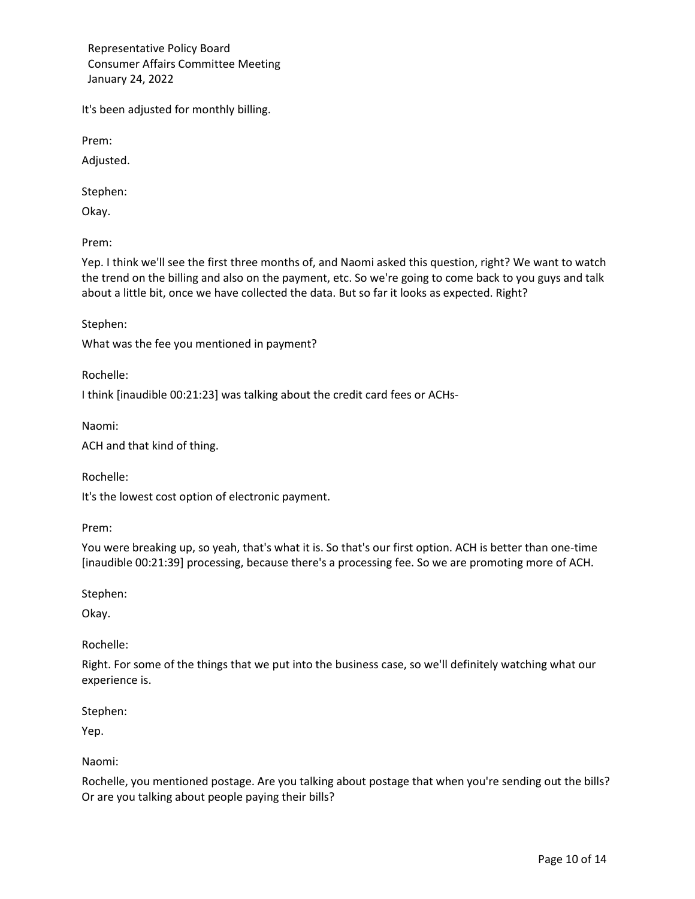It's been adjusted for monthly billing.

Prem:

Adjusted.

Stephen:

Okay.

Prem:

Yep. I think we'll see the first three months of, and Naomi asked this question, right? We want to watch the trend on the billing and also on the payment, etc. So we're going to come back to you guys and talk about a little bit, once we have collected the data. But so far it looks as expected. Right?

Stephen:

What was the fee you mentioned in payment?

Rochelle:

I think [inaudible 00:21:23] was talking about the credit card fees or ACHs-

Naomi:

ACH and that kind of thing.

Rochelle:

It's the lowest cost option of electronic payment.

Prem:

You were breaking up, so yeah, that's what it is. So that's our first option. ACH is better than one-time [inaudible 00:21:39] processing, because there's a processing fee. So we are promoting more of ACH.

Stephen:

Okay.

Rochelle:

Right. For some of the things that we put into the business case, so we'll definitely watching what our experience is.

Stephen:

Yep.

Naomi:

Rochelle, you mentioned postage. Are you talking about postage that when you're sending out the bills? Or are you talking about people paying their bills?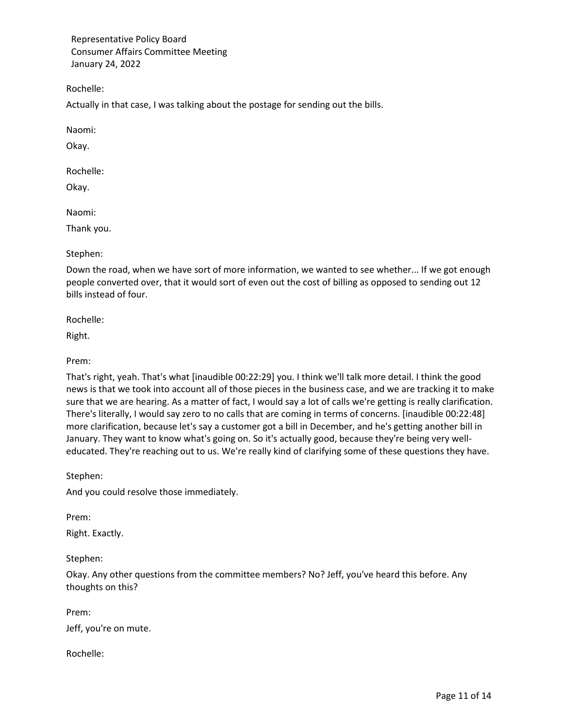Rochelle:

Actually in that case, I was talking about the postage for sending out the bills.

Naomi:

Okay.

Rochelle:

Okay.

Naomi:

Thank you.

Stephen:

Down the road, when we have sort of more information, we wanted to see whether... If we got enough people converted over, that it would sort of even out the cost of billing as opposed to sending out 12 bills instead of four.

Rochelle:

Right.

Prem:

That's right, yeah. That's what [inaudible 00:22:29] you. I think we'll talk more detail. I think the good news is that we took into account all of those pieces in the business case, and we are tracking it to make sure that we are hearing. As a matter of fact, I would say a lot of calls we're getting is really clarification. There's literally, I would say zero to no calls that are coming in terms of concerns. [inaudible 00:22:48] more clarification, because let's say a customer got a bill in December, and he's getting another bill in January. They want to know what's going on. So it's actually good, because they're being very well-educated. They're reaching out to us. We're really kind of clarifying some of these questions they have.

Stephen:

And you could resolve those immediately.

Prem:

Right. Exactly.

Stephen:

Okay. Any other questions from the committee members? No? Jeff, you've heard this before. Any thoughts on this?

Prem:

Jeff, you're on mute.

Rochelle: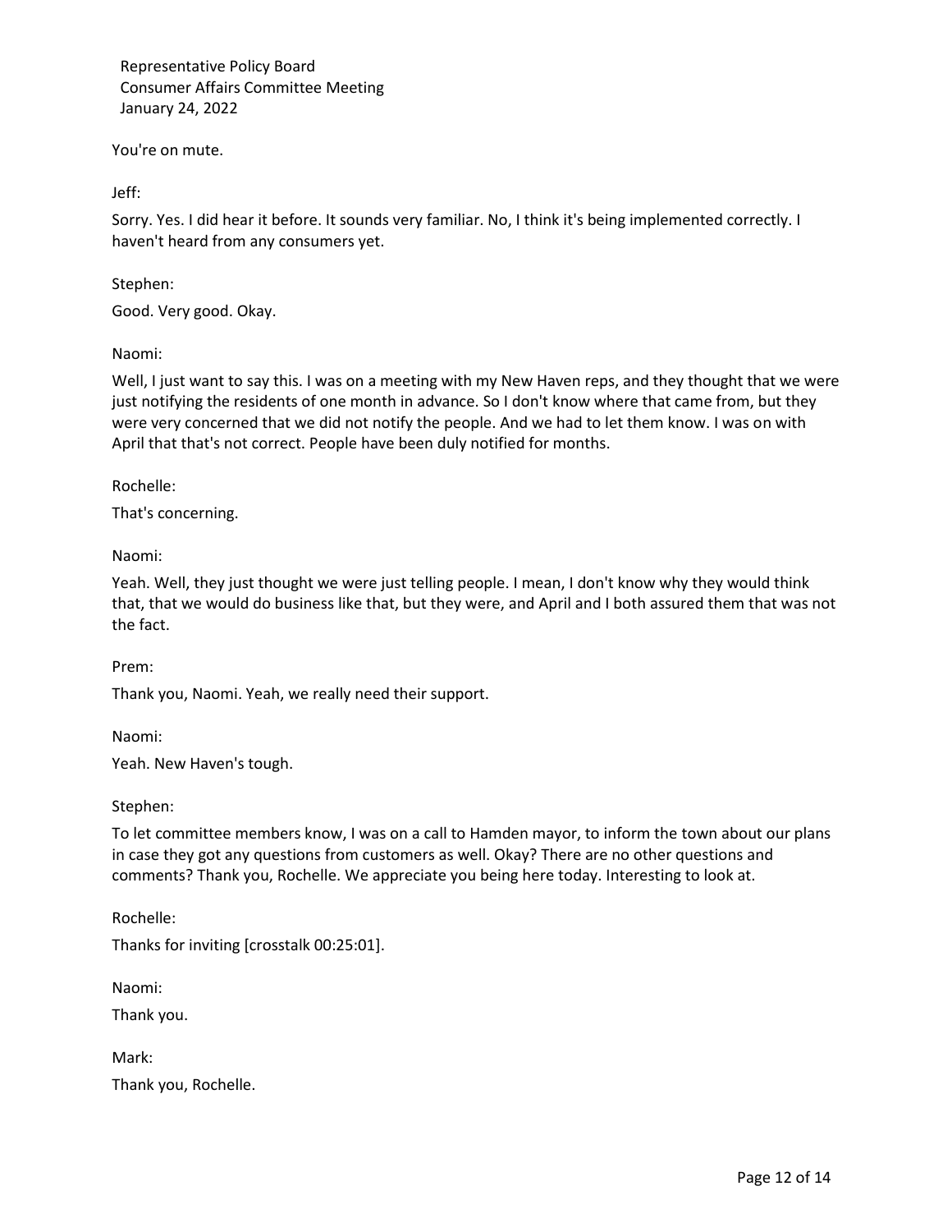You're on mute.

Jeff:

Sorry. Yes. I did hear it before. It sounds very familiar. No, I think it's being implemented correctly. I haven't heard from any consumers yet.

Stephen:

Good. Very good. Okay.

Naomi:

Well, I just want to say this. I was on a meeting with my New Haven reps, and they thought that we were just notifying the residents of one month in advance. So I don't know where that came from, but they were very concerned that we did not notify the people. And we had to let them know. I was on with April that that's not correct. People have been duly notified for months.

Rochelle:

That's concerning.

Naomi:

Yeah. Well, they just thought we were just telling people. I mean, I don't know why they would think that, that we would do business like that, but they were, and April and I both assured them that was not the fact.

Prem:

Thank you, Naomi. Yeah, we really need their support.

Naomi:

Yeah. New Haven's tough.

Stephen:

To let committee members know, I was on a call to Hamden mayor, to inform the town about our plans in case they got any questions from customers as well. Okay? There are no other questions and comments? Thank you, Rochelle. We appreciate you being here today. Interesting to look at.

Rochelle:

Thanks for inviting [crosstalk 00:25:01].

Naomi:

Thank you.

Mark:

Thank you, Rochelle.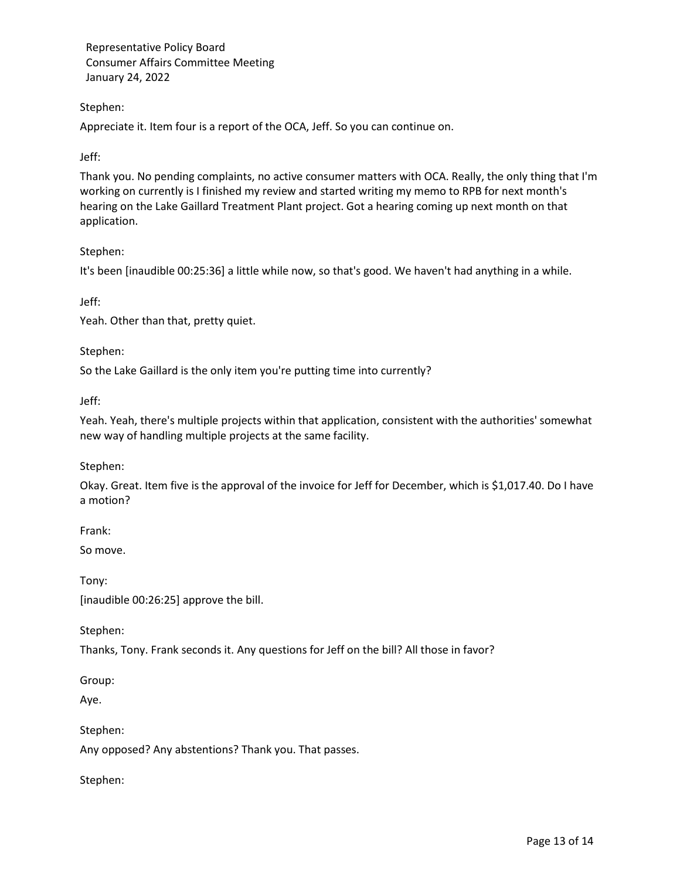Stephen:

Appreciate it. Item four is a report of the OCA, Jeff. So you can continue on.

Jeff:

Thank you. No pending complaints, no active consumer matters with OCA. Really, the only thing that I'm working on currently is I finished my review and started writing my memo to RPB for next month's hearing on the Lake Gaillard Treatment Plant project. Got a hearing coming up next month on that application.

Stephen:

It's been [inaudible 00:25:36] a little while now, so that's good. We haven't had anything in a while.

Jeff:

Yeah. Other than that, pretty quiet.

Stephen:

So the Lake Gaillard is the only item you're putting time into currently?

Jeff:

Yeah. Yeah, there's multiple projects within that application, consistent with the authorities' somewhat new way of handling multiple projects at the same facility.

Stephen:

Okay. Great. Item five is the approval of the invoice for Jeff for December, which is $1,017.40. Do I have a motion?

Frank:

So move.

Tony:

[inaudible 00:26:25] approve the bill.

Stephen:

Thanks, Tony. Frank seconds it. Any questions for Jeff on the bill? All those in favor?

Group:

Aye.

Stephen:

Any opposed? Any abstentions? Thank you. That passes.

Stephen: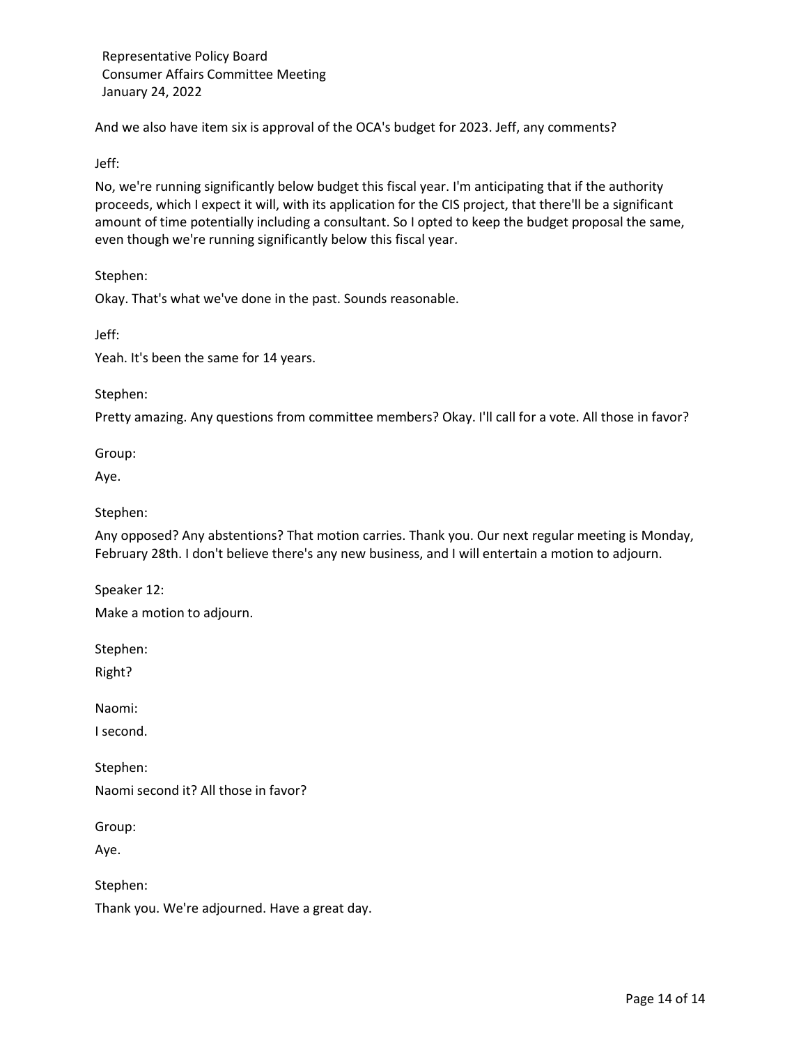And we also have item six is approval of the OCA's budget for 2023. Jeff, any comments?

Jeff:

No, we're running significantly below budget this fiscal year. I'm anticipating that if the authority proceeds, which I expect it will, with its application for the CIS project, that there'll be a significant amount of time potentially including a consultant. So I opted to keep the budget proposal the same, even though we're running significantly below this fiscal year.

Stephen:

Okay. That's what we've done in the past. Sounds reasonable.

Jeff:

Yeah. It's been the same for 14 years.

Stephen:

Pretty amazing. Any questions from committee members? Okay. I'll call for a vote. All those in favor?

Group:

Aye.

Stephen:

Any opposed? Any abstentions? That motion carries. Thank you. Our next regular meeting is Monday, February 28th. I don't believe there's any new business, and I will entertain a motion to adjourn.

Speaker 12:

Make a motion to adjourn.

Stephen:

Right?

Naomi:

I second.

Stephen:

Naomi second it? All those in favor?

Group:

Aye.

Stephen:

Thank you. We're adjourned. Have a great day.